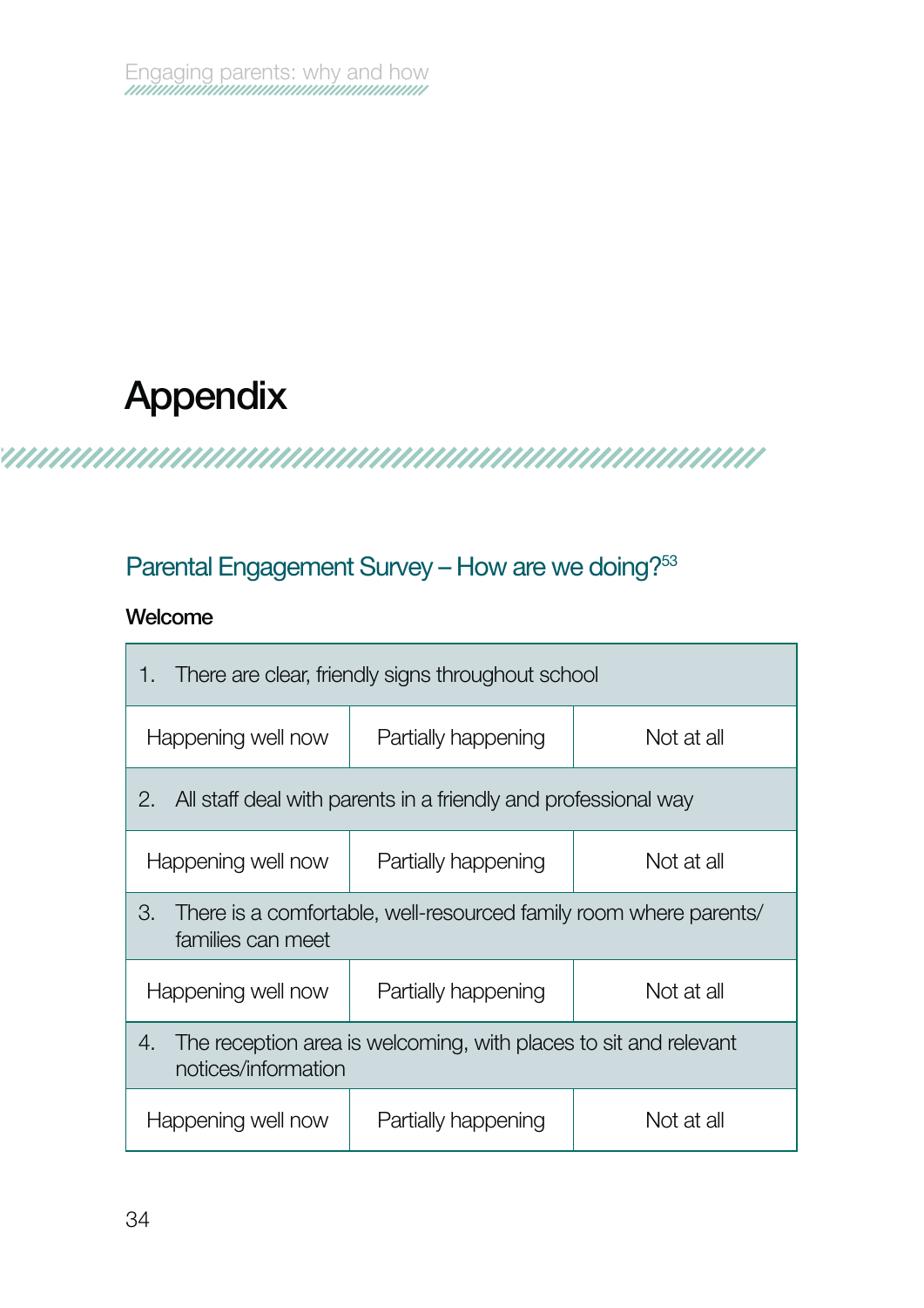# Appendix

## Parental Engagement Survey – How are we doing?[53]

**Welcome**

| 1. There are clear, friendly signs throughout school | | |
|---|---|---|
| Happening well now | Partially happening | Not at all |
| **2. All staff deal with parents in a friendly and professional way** | | |
| Happening well now | Partially happening | Not at all |
| **3. There is a comfortable, well-resourced family room where parents/ families can meet** | | |
| Happening well now | Partially happening | Not at all |
| **4. The reception area is welcoming, with places to sit and relevant notices/information** | | |
| Happening well now | Partially happening | Not at all |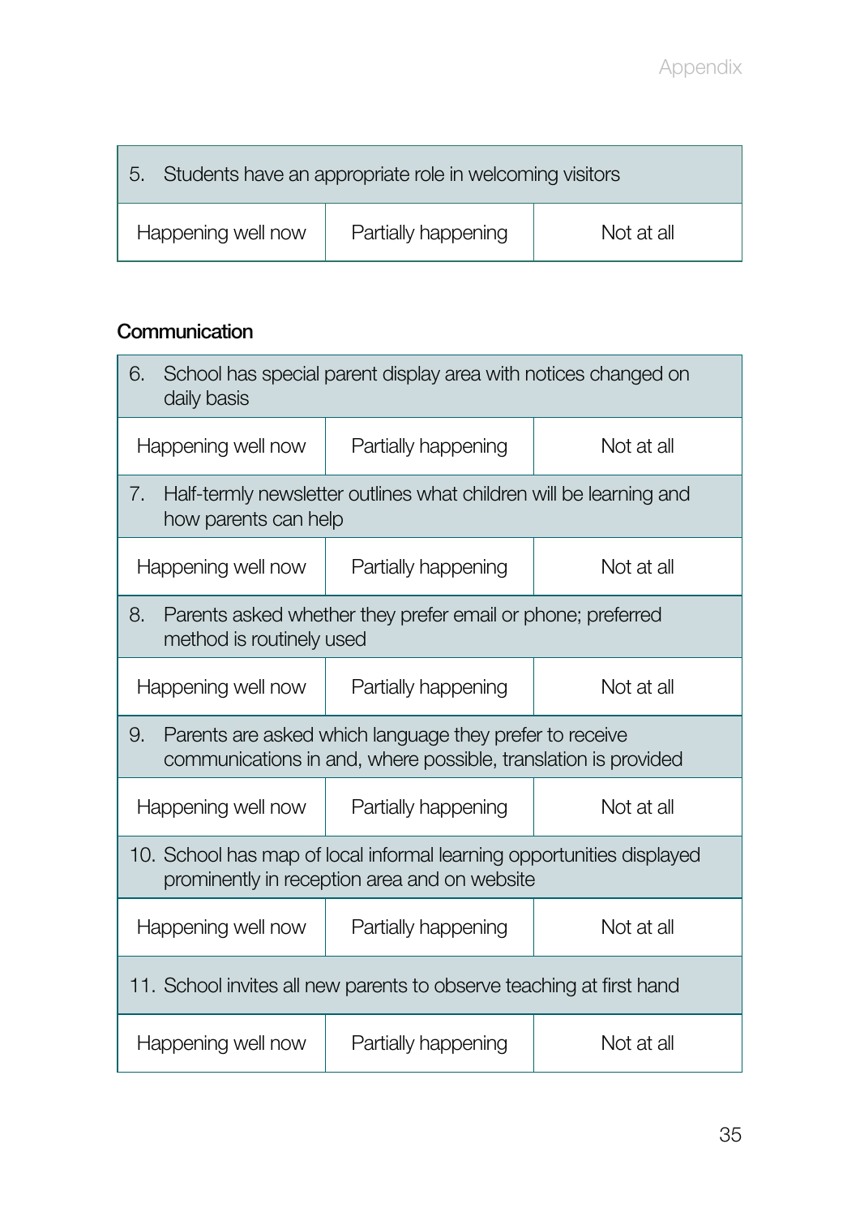| 5. Students have an appropriate role in welcoming visitors | | |
|---|---|---|
| Happening well now | Partially happening | Not at all |

## Communication

| 6. School has special parent display area with notices changed on daily basis | | |
|---|---|---|
| Happening well now | Partially happening | Not at all |
| **7. Half-termly newsletter outlines what children will be learning and how parents can help** | | |
| Happening well now | Partially happening | Not at all |
| **8. Parents asked whether they prefer email or phone; preferred method is routinely used** | | |
| Happening well now | Partially happening | Not at all |
| **9. Parents are asked which language they prefer to receive communications in and, where possible, translation is provided** | | |
| Happening well now | Partially happening | Not at all |
| **10. School has map of local informal learning opportunities displayed prominently in reception area and on website** | | |
| Happening well now | Partially happening | Not at all |
| **11. School invites all new parents to observe teaching at first hand** | | |
| Happening well now | Partially happening | Not at all |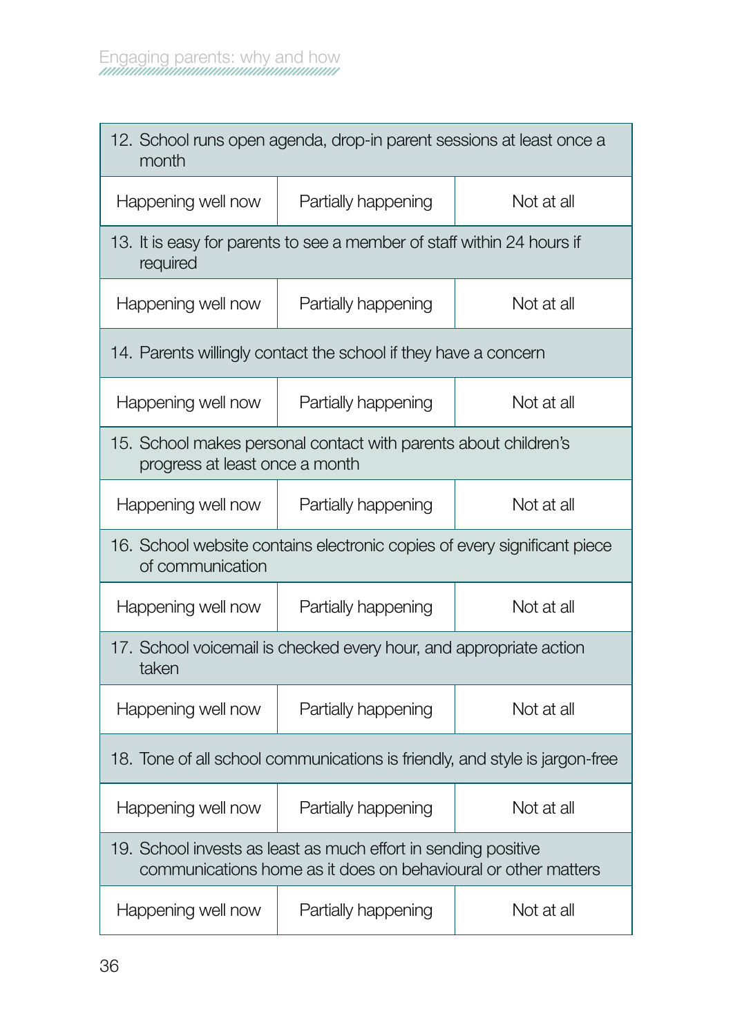| 12. School runs open agenda, drop-in parent sessions at least once a month | | |
|---|---|---|
| Happening well now | Partially happening | Not at all |
| **13. It is easy for parents to see a member of staff within 24 hours if required** | | |
| Happening well now | Partially happening | Not at all |
| **14. Parents willingly contact the school if they have a concern** | | |
| Happening well now | Partially happening | Not at all |
| **15. School makes personal contact with parents about children's progress at least once a month** | | |
| Happening well now | Partially happening | Not at all |
| **16. School website contains electronic copies of every significant piece of communication** | | |
| Happening well now | Partially happening | Not at all |
| **17. School voicemail is checked every hour, and appropriate action taken** | | |
| Happening well now | Partially happening | Not at all |
| **18. Tone of all school communications is friendly, and style is jargon-free** | | |
| Happening well now | Partially happening | Not at all |
| **19. School invests as least as much effort in sending positive communications home as it does on behavioural or other matters** | | |
| Happening well now | Partially happening | Not at all |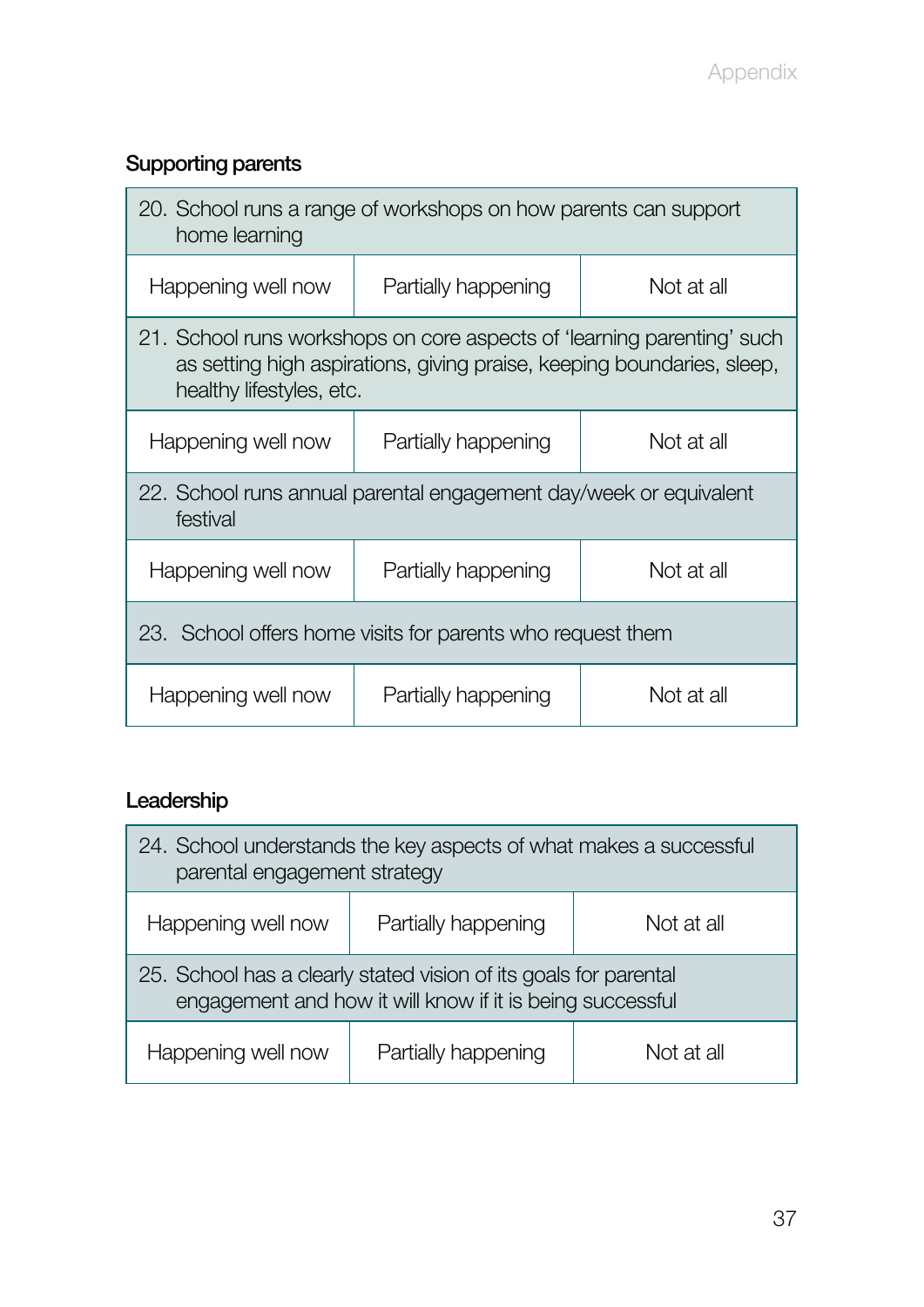## Supporting parents

| 20. School runs a range of workshops on how parents can support home learning | | |
|---|---|---|
| Happening well now | Partially happening | Not at all |
| **21. School runs workshops on core aspects of 'learning parenting' such as setting high aspirations, giving praise, keeping boundaries, sleep, healthy lifestyles, etc.** | | |
| Happening well now | Partially happening | Not at all |
| **22. School runs annual parental engagement day/week or equivalent festival** | | |
| Happening well now | Partially happening | Not at all |
| **23. School offers home visits for parents who request them** | | |
| Happening well now | Partially happening | Not at all |

## Leadership

| 24. School understands the key aspects of what makes a successful parental engagement strategy | | |
|---|---|---|
| Happening well now | Partially happening | Not at all |
| **25. School has a clearly stated vision of its goals for parental engagement and how it will know if it is being successful** | | |
| Happening well now | Partially happening | Not at all |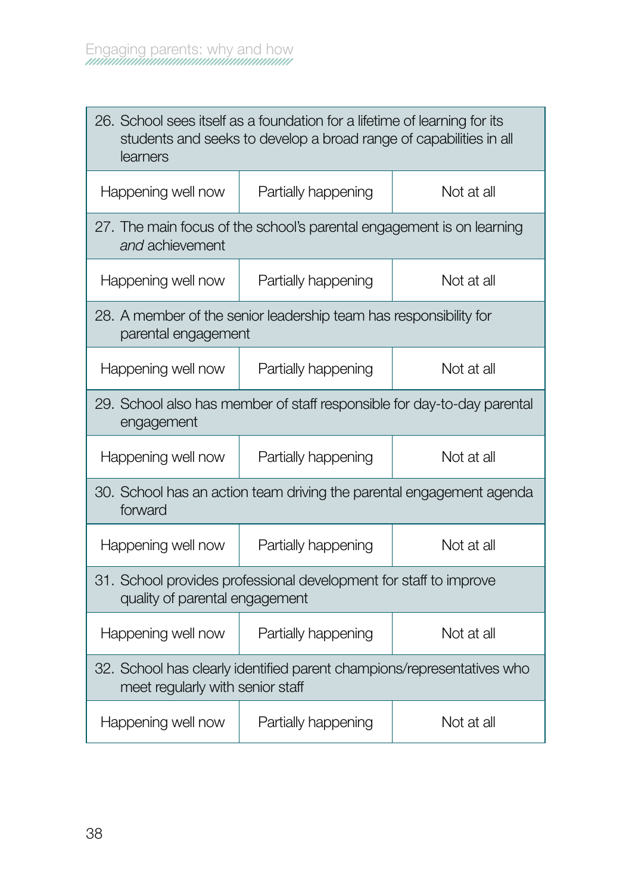| 26. School sees itself as a foundation for a lifetime of learning for its students and seeks to develop a broad range of capabilities in all learners | | |
|---|---|---|
| Happening well now | Partially happening | Not at all |
| 27. The main focus of the school's parental engagement is on learning *and* achievement | | |
| Happening well now | Partially happening | Not at all |
| 28. A member of the senior leadership team has responsibility for parental engagement | | |
| Happening well now | Partially happening | Not at all |
| 29. School also has member of staff responsible for day-to-day parental engagement | | |
| Happening well now | Partially happening | Not at all |
| 30. School has an action team driving the parental engagement agenda forward | | |
| Happening well now | Partially happening | Not at all |
| 31. School provides professional development for staff to improve quality of parental engagement | | |
| Happening well now | Partially happening | Not at all |
| 32. School has clearly identified parent champions/representatives who meet regularly with senior staff | | |
| Happening well now | Partially happening | Not at all |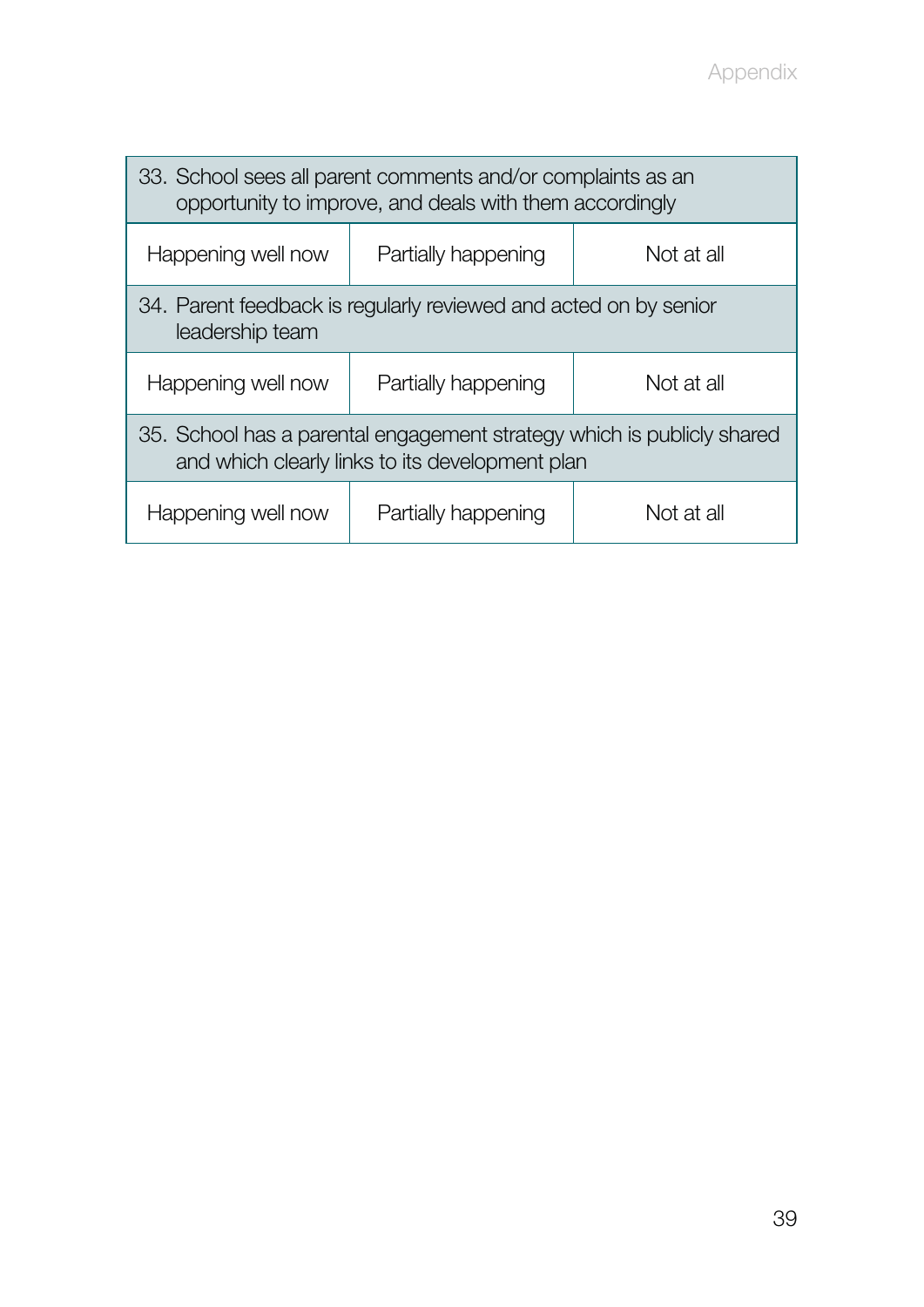| | | |
|---|---|---|
| 33. School sees all parent comments and/or complaints as an opportunity to improve, and deals with them accordingly | | |
| Happening well now | Partially happening | Not at all |
| 34. Parent feedback is regularly reviewed and acted on by senior leadership team | | |
| Happening well now | Partially happening | Not at all |
| 35. School has a parental engagement strategy which is publicly shared and which clearly links to its development plan | | |
| Happening well now | Partially happening | Not at all |